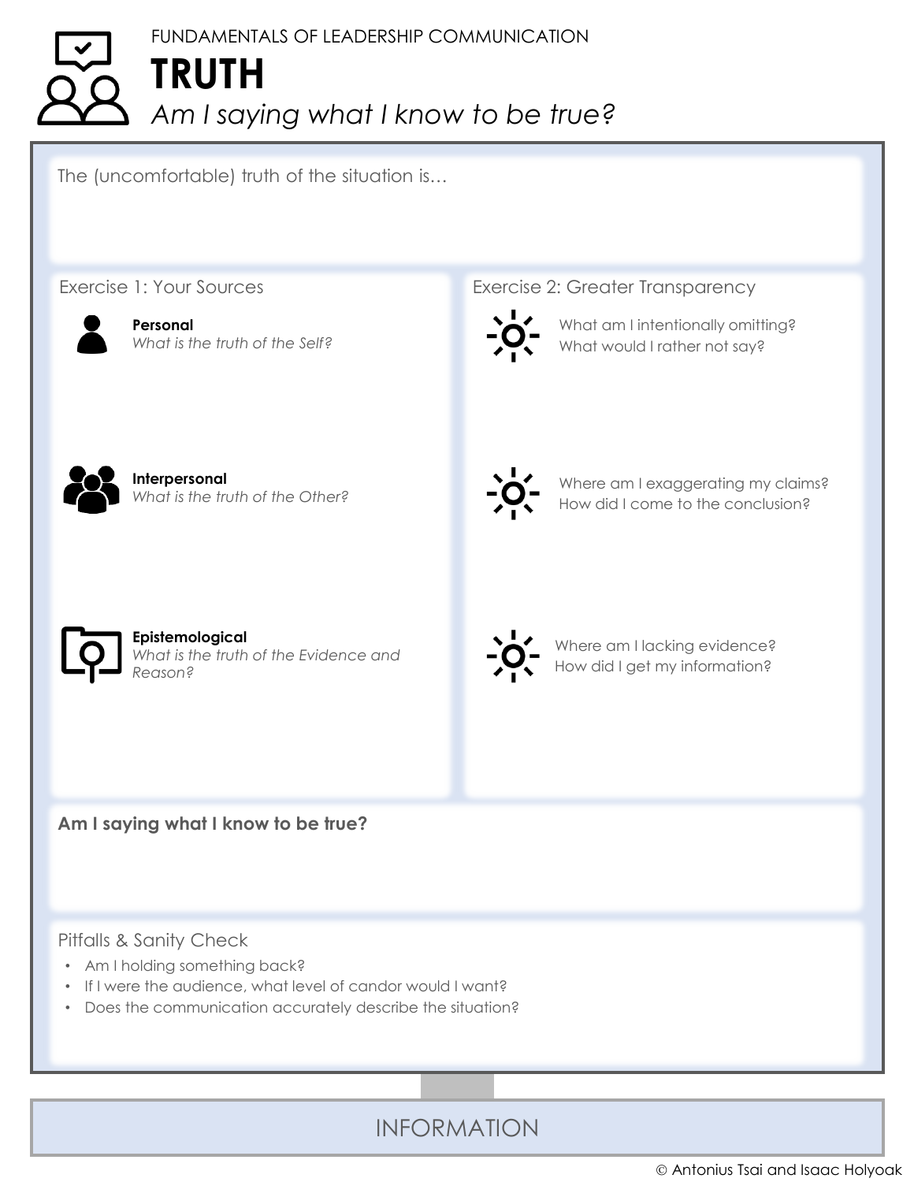FUNDAMENTALS OF LEADERSHIP COMMUNICATION

# TRUTH

*Am I saying what I know to be true?*

The (uncomfortable) truth of the situation is…

## Exercise 1: Your Sources

**Personal**
*What is the truth of the Self?*

**Interpersonal**
*What is the truth of the Other?*

**Epistemological**
*What is the truth of the Evidence and Reason?*

## Exercise 2: Greater Transparency

What am I intentionally omitting?
What would I rather not say?

Where am I exaggerating my claims?
How did I come to the conclusion?

Where am I lacking evidence?
How did I get my information?

**Am I saying what I know to be true?**

## Pitfalls & Sanity Check

- Am I holding something back?
- If I were the audience, what level of candor would I want?
- Does the communication accurately describe the situation?

INFORMATION

© Antonius Tsai and Isaac Holyoak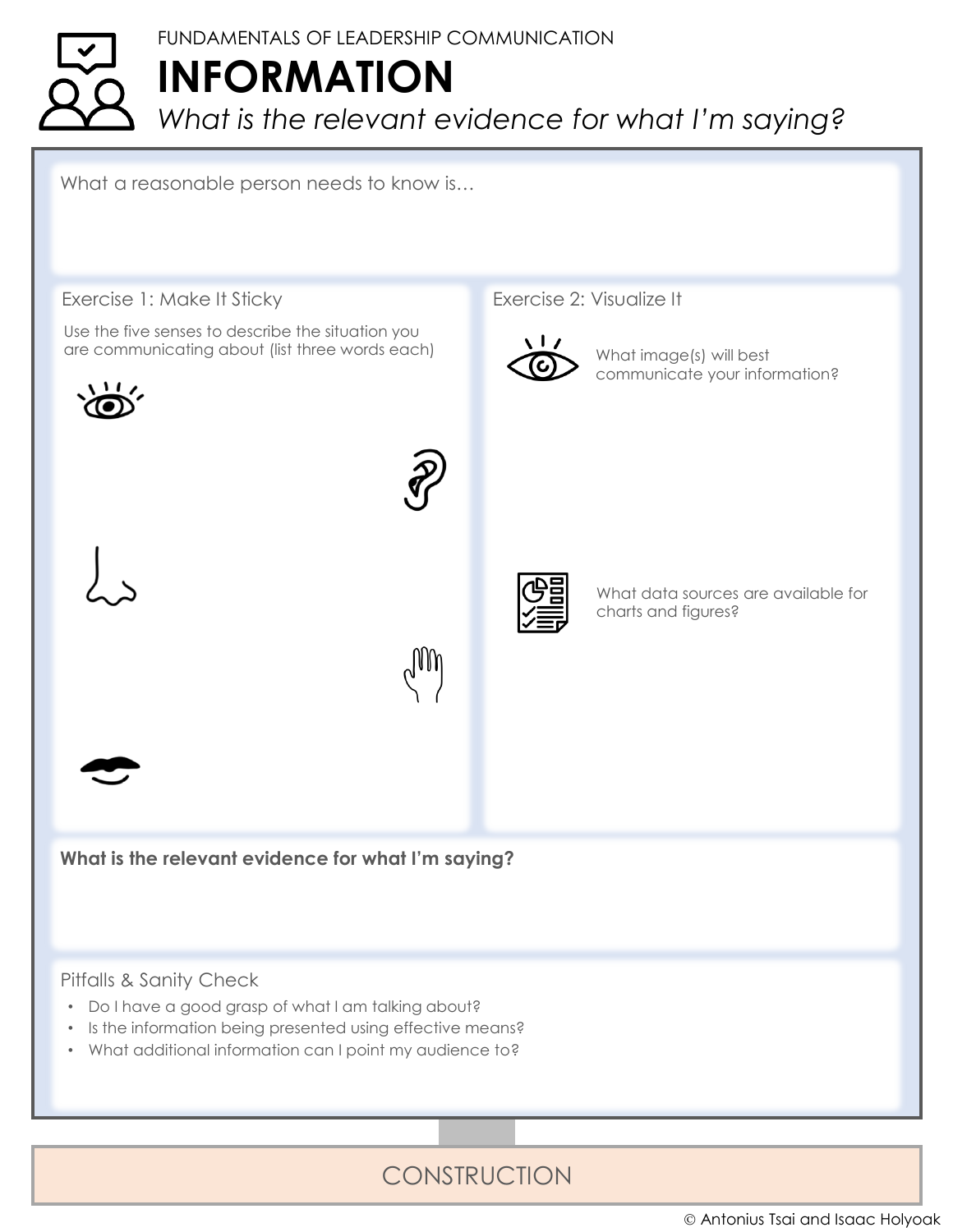FUNDAMENTALS OF LEADERSHIP COMMUNICATION

# INFORMATION

*What is the relevant evidence for what I'm saying?*

What a reasonable person needs to know is…

## Exercise 1: Make It Sticky

Use the five senses to describe the situation you are communicating about (list three words each)

## Exercise 2: Visualize It

What image(s) will best communicate your information?

What data sources are available for charts and figures?

**What is the relevant evidence for what I'm saying?**

## Pitfalls & Sanity Check

- Do I have a good grasp of what I am talking about?
- Is the information being presented using effective means?
- What additional information can I point my audience to?

CONSTRUCTION

© Antonius Tsai and Isaac Holyoak